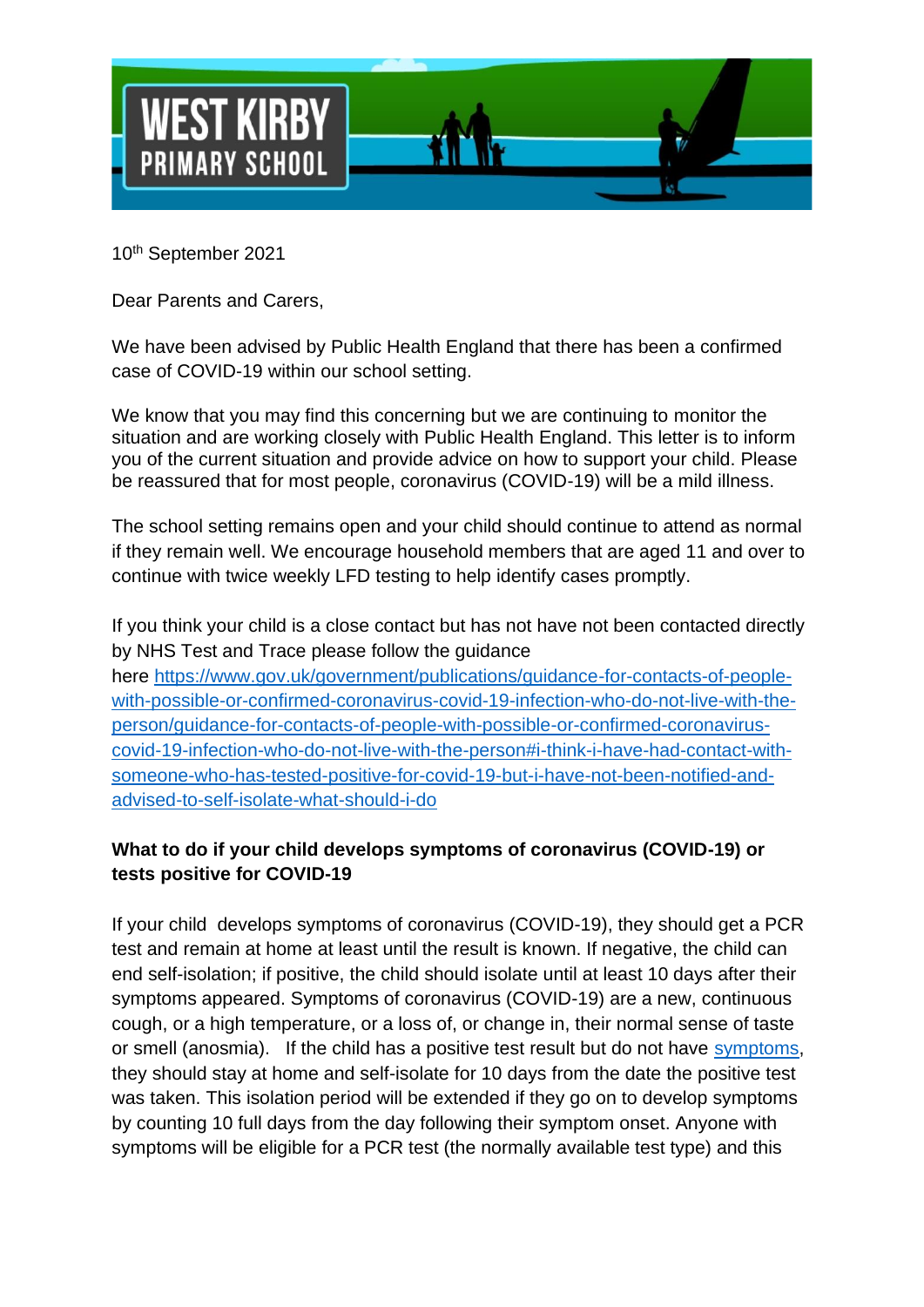# WEST KIRBY PRIMARY SCHOOL

10th September 2021

Dear Parents and Carers,

We have been advised by Public Health England that there has been a confirmed case of COVID-19 within our school setting.

We know that you may find this concerning but we are continuing to monitor the situation and are working closely with Public Health England. This letter is to inform you of the current situation and provide advice on how to support your child. Please be reassured that for most people, coronavirus (COVID-19) will be a mild illness.

The school setting remains open and your child should continue to attend as normal if they remain well. We encourage household members that are aged 11 and over to continue with twice weekly LFD testing to help identify cases promptly.

If you think your child is a close contact but has not have not been contacted directly by NHS Test and Trace please follow the guidance here [https://www.gov.uk/government/publications/guidance-for-contacts-of-people-with-possible-or-confirmed-coronavirus-covid-19-infection-who-do-not-live-with-the-person/guidance-for-contacts-of-people-with-possible-or-confirmed-coronavirus-covid-19-infection-who-do-not-live-with-the-person#i-think-i-have-had-contact-with-someone-who-has-tested-positive-for-covid-19-but-i-have-not-been-notified-and-advised-to-self-isolate-what-should-i-do](https://www.gov.uk/government/publications/guidance-for-contacts-of-people-with-possible-or-confirmed-coronavirus-covid-19-infection-who-do-not-live-with-the-person/guidance-for-contacts-of-people-with-possible-or-confirmed-coronavirus-covid-19-infection-who-do-not-live-with-the-person#i-think-i-have-had-contact-with-someone-who-has-tested-positive-for-covid-19-but-i-have-not-been-notified-and-advised-to-self-isolate-what-should-i-do)

**What to do if your child develops symptoms of coronavirus (COVID-19) or tests positive for COVID-19**

If your child develops symptoms of coronavirus (COVID-19), they should get a PCR test and remain at home at least until the result is known. If negative, the child can end self-isolation; if positive, the child should isolate until at least 10 days after their symptoms appeared. Symptoms of coronavirus (COVID-19) are a new, continuous cough, or a high temperature, or a loss of, or change in, their normal sense of taste or smell (anosmia). If the child has a positive test result but do not have symptoms, they should stay at home and self-isolate for 10 days from the date the positive test was taken. This isolation period will be extended if they go on to develop symptoms by counting 10 full days from the day following their symptom onset. Anyone with symptoms will be eligible for a PCR test (the normally available test type) and this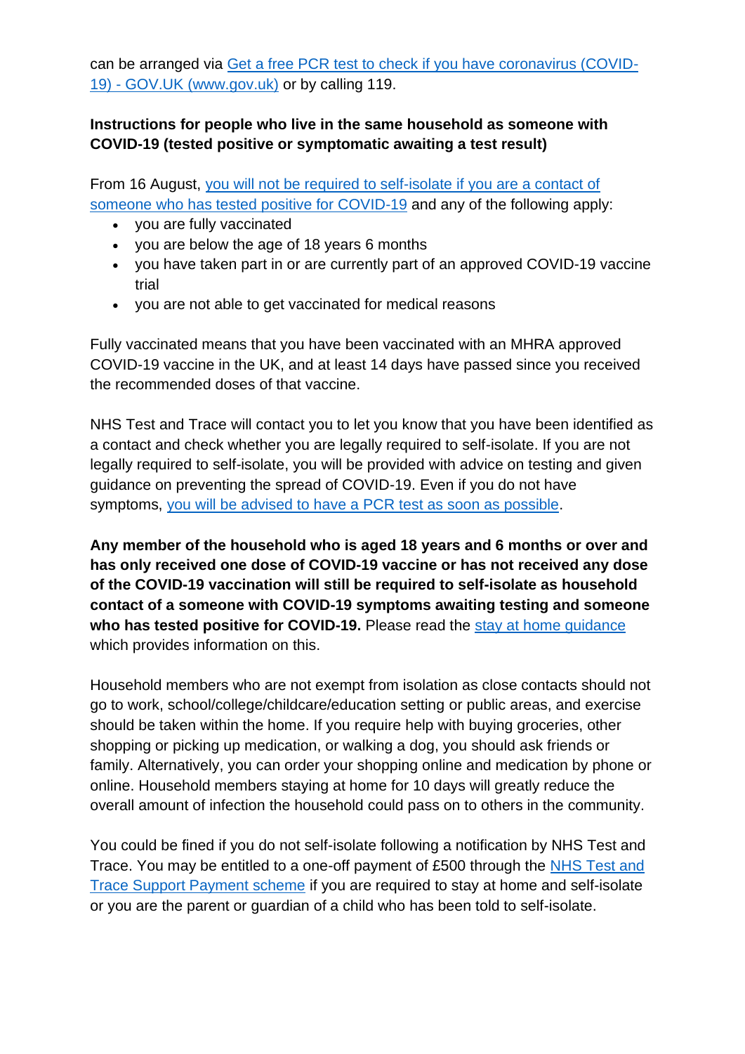can be arranged via [Get a free PCR test to check if you have coronavirus (COVID-19) - GOV.UK (www.gov.uk)] or by calling 119.

**Instructions for people who live in the same household as someone with COVID-19 (tested positive or symptomatic awaiting a test result)**

From 16 August, you will not be required to self-isolate if you are a contact of someone who has tested positive for COVID-19 and any of the following apply:

- you are fully vaccinated
- you are below the age of 18 years 6 months
- you have taken part in or are currently part of an approved COVID-19 vaccine trial
- you are not able to get vaccinated for medical reasons

Fully vaccinated means that you have been vaccinated with an MHRA approved COVID-19 vaccine in the UK, and at least 14 days have passed since you received the recommended doses of that vaccine.

NHS Test and Trace will contact you to let you know that you have been identified as a contact and check whether you are legally required to self-isolate. If you are not legally required to self-isolate, you will be provided with advice on testing and given guidance on preventing the spread of COVID-19. Even if you do not have symptoms, you will be advised to have a PCR test as soon as possible.

**Any member of the household who is aged 18 years and 6 months or over and has only received one dose of COVID-19 vaccine or has not received any dose of the COVID-19 vaccination will still be required to self-isolate as household contact of a someone with COVID-19 symptoms awaiting testing and someone who has tested positive for COVID-19.** Please read the stay at home guidance which provides information on this.

Household members who are not exempt from isolation as close contacts should not go to work, school/college/childcare/education setting or public areas, and exercise should be taken within the home. If you require help with buying groceries, other shopping or picking up medication, or walking a dog, you should ask friends or family. Alternatively, you can order your shopping online and medication by phone or online. Household members staying at home for 10 days will greatly reduce the overall amount of infection the household could pass on to others in the community.

You could be fined if you do not self-isolate following a notification by NHS Test and Trace. You may be entitled to a one-off payment of £500 through the NHS Test and Trace Support Payment scheme if you are required to stay at home and self-isolate or you are the parent or guardian of a child who has been told to self-isolate.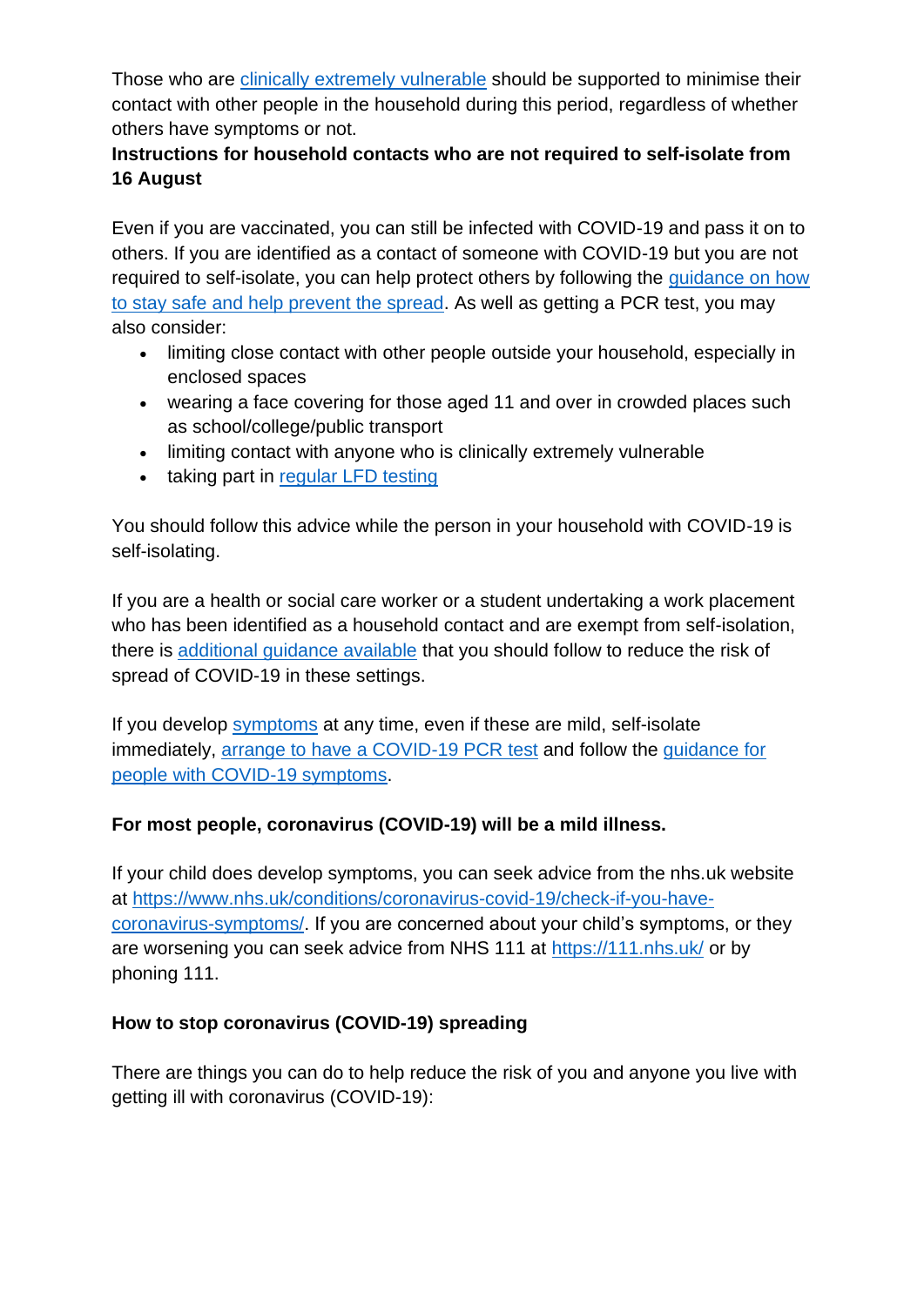Those who are [clinically extremely vulnerable](#) should be supported to minimise their contact with other people in the household during this period, regardless of whether others have symptoms or not.

**Instructions for household contacts who are not required to self-isolate from 16 August**

Even if you are vaccinated, you can still be infected with COVID-19 and pass it on to others. If you are identified as a contact of someone with COVID-19 but you are not required to self-isolate, you can help protect others by following the [guidance on how to stay safe and help prevent the spread](#). As well as getting a PCR test, you may also consider:

- limiting close contact with other people outside your household, especially in enclosed spaces
- wearing a face covering for those aged 11 and over in crowded places such as school/college/public transport
- limiting contact with anyone who is clinically extremely vulnerable
- taking part in [regular LFD testing](#)

You should follow this advice while the person in your household with COVID-19 is self-isolating.

If you are a health or social care worker or a student undertaking a work placement who has been identified as a household contact and are exempt from self-isolation, there is [additional guidance available](#) that you should follow to reduce the risk of spread of COVID-19 in these settings.

If you develop [symptoms](#) at any time, even if these are mild, self-isolate immediately, [arrange to have a COVID-19 PCR test](#) and follow the [guidance for people with COVID-19 symptoms](#).

**For most people, coronavirus (COVID-19) will be a mild illness.**

If your child does develop symptoms, you can seek advice from the nhs.uk website at [https://www.nhs.uk/conditions/coronavirus-covid-19/check-if-you-have-coronavirus-symptoms/](https://www.nhs.uk/conditions/coronavirus-covid-19/check-if-you-have-coronavirus-symptoms/). If you are concerned about your child's symptoms, or they are worsening you can seek advice from NHS 111 at [https://111.nhs.uk/](https://111.nhs.uk/) or by phoning 111.

**How to stop coronavirus (COVID-19) spreading**

There are things you can do to help reduce the risk of you and anyone you live with getting ill with coronavirus (COVID-19):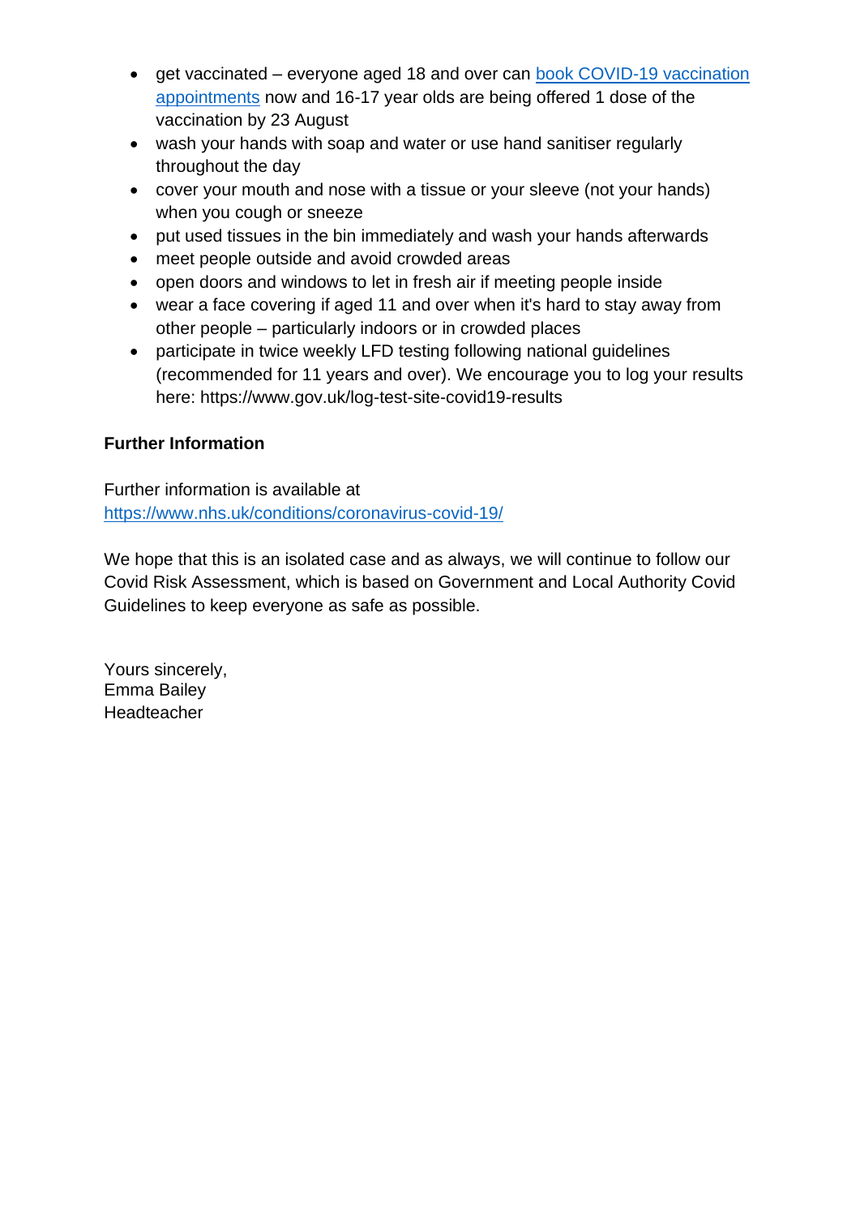- get vaccinated – everyone aged 18 and over can [book COVID-19 vaccination appointments]() now and 16-17 year olds are being offered 1 dose of the vaccination by 23 August
- wash your hands with soap and water or use hand sanitiser regularly throughout the day
- cover your mouth and nose with a tissue or your sleeve (not your hands) when you cough or sneeze
- put used tissues in the bin immediately and wash your hands afterwards
- meet people outside and avoid crowded areas
- open doors and windows to let in fresh air if meeting people inside
- wear a face covering if aged 11 and over when it's hard to stay away from other people – particularly indoors or in crowded places
- participate in twice weekly LFD testing following national guidelines (recommended for 11 years and over). We encourage you to log your results here: https://www.gov.uk/log-test-site-covid19-results

**Further Information**

Further information is available at
https://www.nhs.uk/conditions/coronavirus-covid-19/

We hope that this is an isolated case and as always, we will continue to follow our Covid Risk Assessment, which is based on Government and Local Authority Covid Guidelines to keep everyone as safe as possible.

Yours sincerely,
Emma Bailey
Headteacher